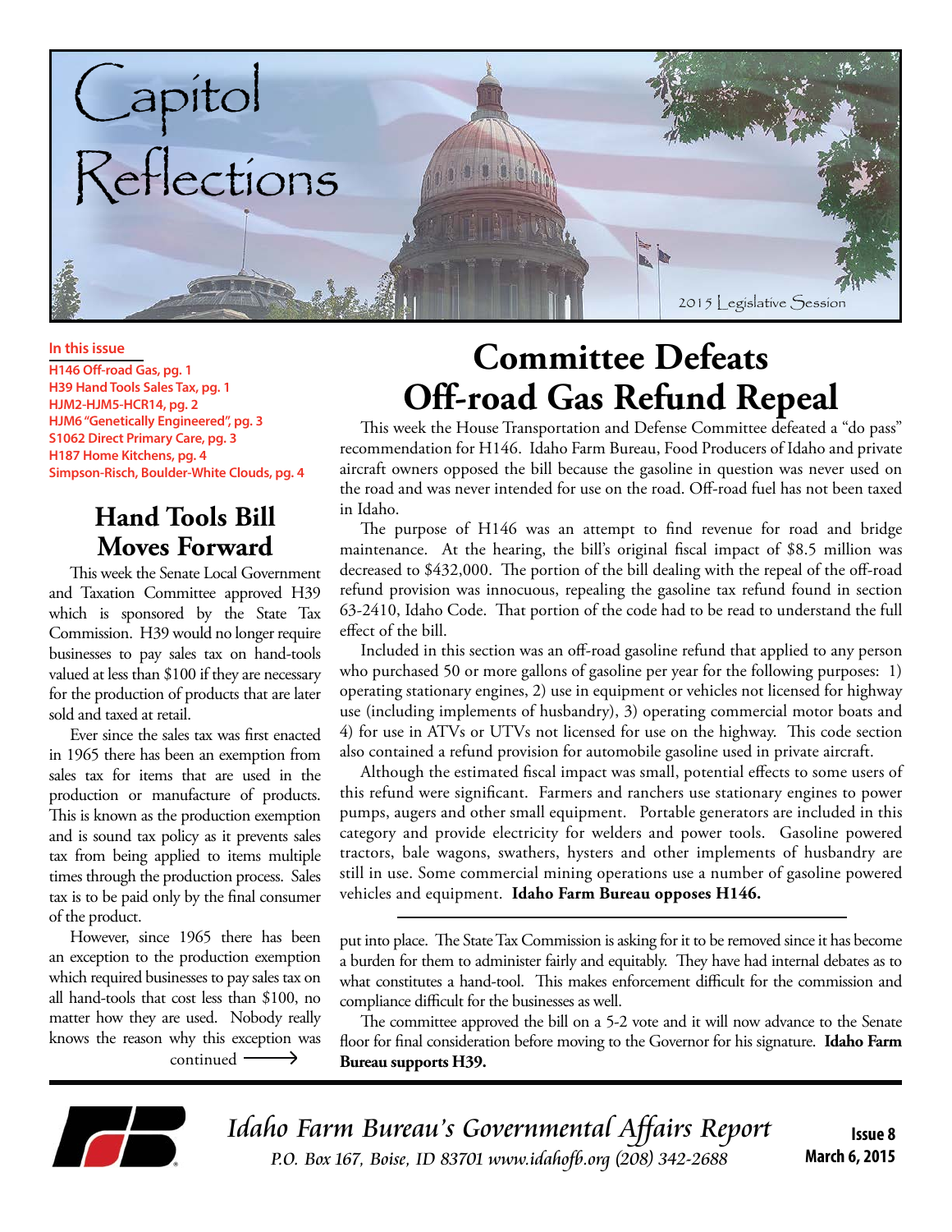# Capitol Reflections

2015 Legislative Session

**In this issue**

- H146 Off-road Gas, pg. 1
- H39 Hand Tools Sales Tax, pg. 1
- HJM2-HJM5-HCR14, pg. 2
- HJM6 "Genetically Engineered", pg. 3
- S1062 Direct Primary Care, pg. 3
- H187 Home Kitchens, pg. 4
- Simpson-Risch, Boulder-White Clouds, pg. 4

## Committee Defeats Off-road Gas Refund Repeal

This week the House Transportation and Defense Committee defeated a "do pass" recommendation for H146. Idaho Farm Bureau, Food Producers of Idaho and private aircraft owners opposed the bill because the gasoline in question was never used on the road and was never intended for use on the road. Off-road fuel has not been taxed in Idaho.

The purpose of H146 was an attempt to find revenue for road and bridge maintenance. At the hearing, the bill's original fiscal impact of $8.5 million was decreased to $432,000. The portion of the bill dealing with the repeal of the off-road refund provision was innocuous, repealing the gasoline tax refund found in section 63-2410, Idaho Code. That portion of the code had to be read to understand the full effect of the bill.

Included in this section was an off-road gasoline refund that applied to any person who purchased 50 or more gallons of gasoline per year for the following purposes: 1) operating stationary engines, 2) use in equipment or vehicles not licensed for highway use (including implements of husbandry), 3) operating commercial motor boats and 4) for use in ATVs or UTVs not licensed for use on the highway. This code section also contained a refund provision for automobile gasoline used in private aircraft.

Although the estimated fiscal impact was small, potential effects to some users of this refund were significant. Farmers and ranchers use stationary engines to power pumps, augers and other small equipment. Portable generators are included in this category and provide electricity for welders and power tools. Gasoline powered tractors, bale wagons, swathers, hysters and other implements of husbandry are still in use. Some commercial mining operations use a number of gasoline powered vehicles and equipment. **Idaho Farm Bureau opposes H146.**

## Hand Tools Bill Moves Forward

This week the Senate Local Government and Taxation Committee approved H39 which is sponsored by the State Tax Commission. H39 would no longer require businesses to pay sales tax on hand-tools valued at less than $100 if they are necessary for the production of products that are later sold and taxed at retail.

Ever since the sales tax was first enacted in 1965 there has been an exemption from sales tax for items that are used in the production or manufacture of products. This is known as the production exemption and is sound tax policy as it prevents sales tax from being applied to items multiple times through the production process. Sales tax is to be paid only by the final consumer of the product.

However, since 1965 there has been an exception to the production exemption which required businesses to pay sales tax on all hand-tools that cost less than $100, no matter how they are used. Nobody really knows the reason why this exception was put into place. The State Tax Commission is asking for it to be removed since it has become a burden for them to administer fairly and equitably. They have had internal debates as to what constitutes a hand-tool. This makes enforcement difficult for the commission and compliance difficult for the businesses as well.

The committee approved the bill on a 5-2 vote and it will now advance to the Senate floor for final consideration before moving to the Governor for his signature. **Idaho Farm Bureau supports H39.**

*Idaho Farm Bureau's Governmental Affairs Report*
*P.O. Box 167, Boise, ID 83701 www.idahofb.org (208) 342-2688*

**Issue 8**
**March 6, 2015**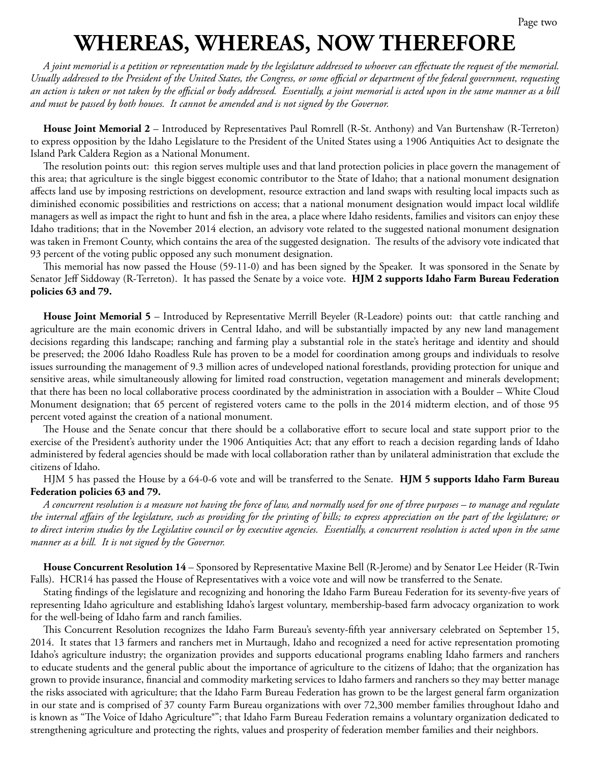# WHEREAS, WHEREAS, NOW THEREFORE

*A joint memorial is a petition or representation made by the legislature addressed to whoever can effectuate the request of the memorial. Usually addressed to the President of the United States, the Congress, or some official or department of the federal government, requesting an action is taken or not taken by the official or body addressed. Essentially, a joint memorial is acted upon in the same manner as a bill and must be passed by both houses. It cannot be amended and is not signed by the Governor.*

**House Joint Memorial 2** – Introduced by Representatives Paul Romrell (R-St. Anthony) and Van Burtenshaw (R-Terreton) to express opposition by the Idaho Legislature to the President of the United States using a 1906 Antiquities Act to designate the Island Park Caldera Region as a National Monument.

The resolution points out: this region serves multiple uses and that land protection policies in place govern the management of this area; that agriculture is the single biggest economic contributor to the State of Idaho; that a national monument designation affects land use by imposing restrictions on development, resource extraction and land swaps with resulting local impacts such as diminished economic possibilities and restrictions on access; that a national monument designation would impact local wildlife managers as well as impact the right to hunt and fish in the area, a place where Idaho residents, families and visitors can enjoy these Idaho traditions; that in the November 2014 election, an advisory vote related to the suggested national monument designation was taken in Fremont County, which contains the area of the suggested designation. The results of the advisory vote indicated that 93 percent of the voting public opposed any such monument designation.

This memorial has now passed the House (59-11-0) and has been signed by the Speaker. It was sponsored in the Senate by Senator Jeff Siddoway (R-Terreton). It has passed the Senate by a voice vote. **HJM 2 supports Idaho Farm Bureau Federation policies 63 and 79.**

**House Joint Memorial 5** – Introduced by Representative Merrill Beyeler (R-Leadore) points out: that cattle ranching and agriculture are the main economic drivers in Central Idaho, and will be substantially impacted by any new land management decisions regarding this landscape; ranching and farming play a substantial role in the state's heritage and identity and should be preserved; the 2006 Idaho Roadless Rule has proven to be a model for coordination among groups and individuals to resolve issues surrounding the management of 9.3 million acres of undeveloped national forestlands, providing protection for unique and sensitive areas, while simultaneously allowing for limited road construction, vegetation management and minerals development; that there has been no local collaborative process coordinated by the administration in association with a Boulder – White Cloud Monument designation; that 65 percent of registered voters came to the polls in the 2014 midterm election, and of those 95 percent voted against the creation of a national monument.

The House and the Senate concur that there should be a collaborative effort to secure local and state support prior to the exercise of the President's authority under the 1906 Antiquities Act; that any effort to reach a decision regarding lands of Idaho administered by federal agencies should be made with local collaboration rather than by unilateral administration that exclude the citizens of Idaho.

HJM 5 has passed the House by a 64-0-6 vote and will be transferred to the Senate. **HJM 5 supports Idaho Farm Bureau Federation policies 63 and 79.**

*A concurrent resolution is a measure not having the force of law, and normally used for one of three purposes – to manage and regulate the internal affairs of the legislature, such as providing for the printing of bills; to express appreciation on the part of the legislature; or to direct interim studies by the Legislative council or by executive agencies. Essentially, a concurrent resolution is acted upon in the same manner as a bill. It is not signed by the Governor.*

**House Concurrent Resolution 14** – Sponsored by Representative Maxine Bell (R-Jerome) and by Senator Lee Heider (R-Twin Falls). HCR14 has passed the House of Representatives with a voice vote and will now be transferred to the Senate.

Stating findings of the legislature and recognizing and honoring the Idaho Farm Bureau Federation for its seventy-five years of representing Idaho agriculture and establishing Idaho's largest voluntary, membership-based farm advocacy organization to work for the well-being of Idaho farm and ranch families.

This Concurrent Resolution recognizes the Idaho Farm Bureau's seventy-fifth year anniversary celebrated on September 15, 2014. It states that 13 farmers and ranchers met in Murtaugh, Idaho and recognized a need for active representation promoting Idaho's agriculture industry; the organization provides and supports educational programs enabling Idaho farmers and ranchers to educate students and the general public about the importance of agriculture to the citizens of Idaho; that the organization has grown to provide insurance, financial and commodity marketing services to Idaho farmers and ranchers so they may better manage the risks associated with agriculture; that the Idaho Farm Bureau Federation has grown to be the largest general farm organization in our state and is comprised of 37 county Farm Bureau organizations with over 72,300 member families throughout Idaho and is known as "The Voice of Idaho Agriculture®"; that Idaho Farm Bureau Federation remains a voluntary organization dedicated to strengthening agriculture and protecting the rights, values and prosperity of federation member families and their neighbors.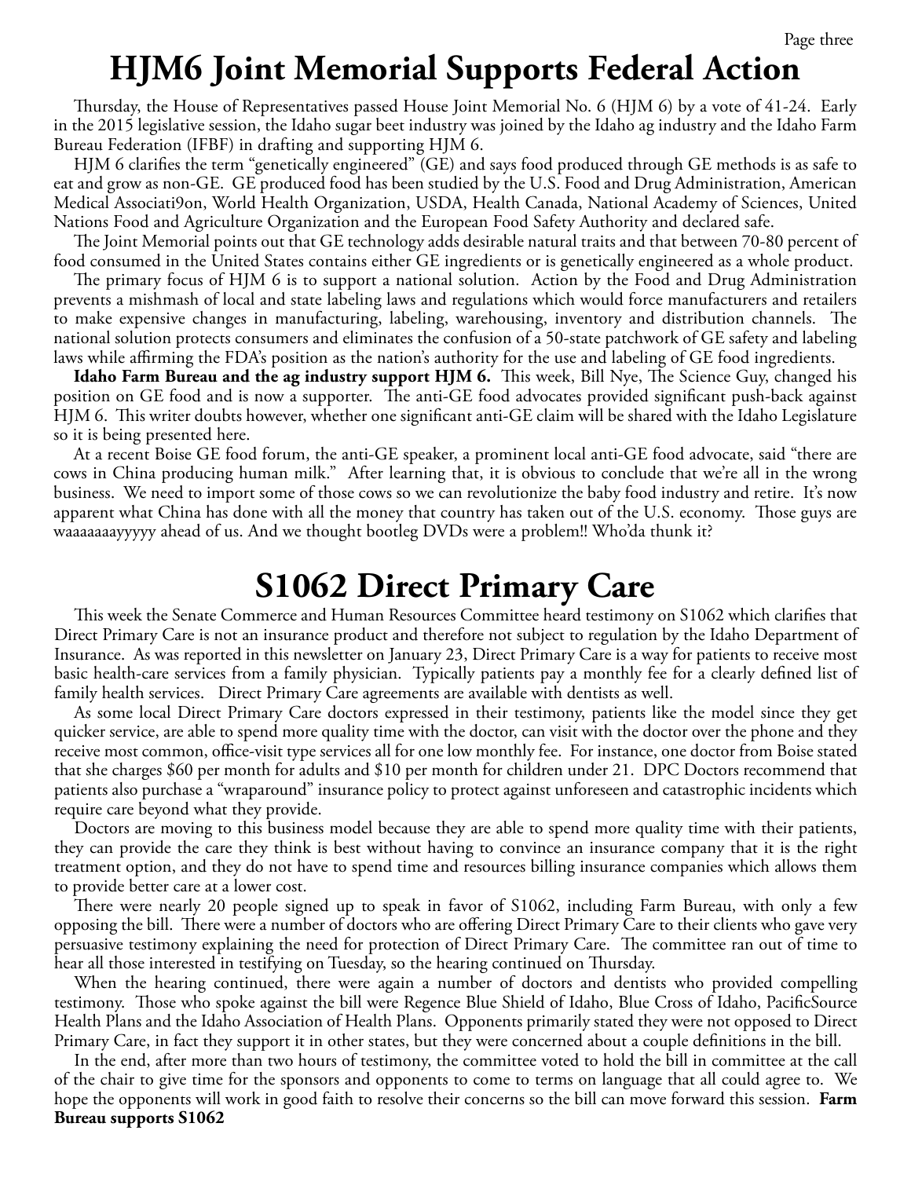# HJM6 Joint Memorial Supports Federal Action

Thursday, the House of Representatives passed House Joint Memorial No. 6 (HJM 6) by a vote of 41-24. Early in the 2015 legislative session, the Idaho sugar beet industry was joined by the Idaho ag industry and the Idaho Farm Bureau Federation (IFBF) in drafting and supporting HJM 6.

HJM 6 clarifies the term "genetically engineered" (GE) and says food produced through GE methods is as safe to eat and grow as non-GE. GE produced food has been studied by the U.S. Food and Drug Administration, American Medical Associati9on, World Health Organization, USDA, Health Canada, National Academy of Sciences, United Nations Food and Agriculture Organization and the European Food Safety Authority and declared safe.

The Joint Memorial points out that GE technology adds desirable natural traits and that between 70-80 percent of food consumed in the United States contains either GE ingredients or is genetically engineered as a whole product.

The primary focus of HJM 6 is to support a national solution. Action by the Food and Drug Administration prevents a mishmash of local and state labeling laws and regulations which would force manufacturers and retailers to make expensive changes in manufacturing, labeling, warehousing, inventory and distribution channels. The national solution protects consumers and eliminates the confusion of a 50-state patchwork of GE safety and labeling laws while affirming the FDA's position as the nation's authority for the use and labeling of GE food ingredients.

**Idaho Farm Bureau and the ag industry support HJM 6.** This week, Bill Nye, The Science Guy, changed his position on GE food and is now a supporter. The anti-GE food advocates provided significant push-back against HJM 6. This writer doubts however, whether one significant anti-GE claim will be shared with the Idaho Legislature so it is being presented here.

At a recent Boise GE food forum, the anti-GE speaker, a prominent local anti-GE food advocate, said "there are cows in China producing human milk." After learning that, it is obvious to conclude that we're all in the wrong business. We need to import some of those cows so we can revolutionize the baby food industry and retire. It's now apparent what China has done with all the money that country has taken out of the U.S. economy. Those guys are waaaaaaayyyyy ahead of us. And we thought bootleg DVDs were a problem!! Who'da thunk it?

# S1062 Direct Primary Care

This week the Senate Commerce and Human Resources Committee heard testimony on S1062 which clarifies that Direct Primary Care is not an insurance product and therefore not subject to regulation by the Idaho Department of Insurance. As was reported in this newsletter on January 23, Direct Primary Care is a way for patients to receive most basic health-care services from a family physician. Typically patients pay a monthly fee for a clearly defined list of family health services. Direct Primary Care agreements are available with dentists as well.

As some local Direct Primary Care doctors expressed in their testimony, patients like the model since they get quicker service, are able to spend more quality time with the doctor, can visit with the doctor over the phone and they receive most common, office-visit type services all for one low monthly fee. For instance, one doctor from Boise stated that she charges $60 per month for adults and $10 per month for children under 21. DPC Doctors recommend that patients also purchase a "wraparound" insurance policy to protect against unforeseen and catastrophic incidents which require care beyond what they provide.

Doctors are moving to this business model because they are able to spend more quality time with their patients, they can provide the care they think is best without having to convince an insurance company that it is the right treatment option, and they do not have to spend time and resources billing insurance companies which allows them to provide better care at a lower cost.

There were nearly 20 people signed up to speak in favor of S1062, including Farm Bureau, with only a few opposing the bill. There were a number of doctors who are offering Direct Primary Care to their clients who gave very persuasive testimony explaining the need for protection of Direct Primary Care. The committee ran out of time to hear all those interested in testifying on Tuesday, so the hearing continued on Thursday.

When the hearing continued, there were again a number of doctors and dentists who provided compelling testimony. Those who spoke against the bill were Regence Blue Shield of Idaho, Blue Cross of Idaho, PacificSource Health Plans and the Idaho Association of Health Plans. Opponents primarily stated they were not opposed to Direct Primary Care, in fact they support it in other states, but they were concerned about a couple definitions in the bill.

In the end, after more than two hours of testimony, the committee voted to hold the bill in committee at the call of the chair to give time for the sponsors and opponents to come to terms on language that all could agree to. We hope the opponents will work in good faith to resolve their concerns so the bill can move forward this session. **Farm Bureau supports S1062**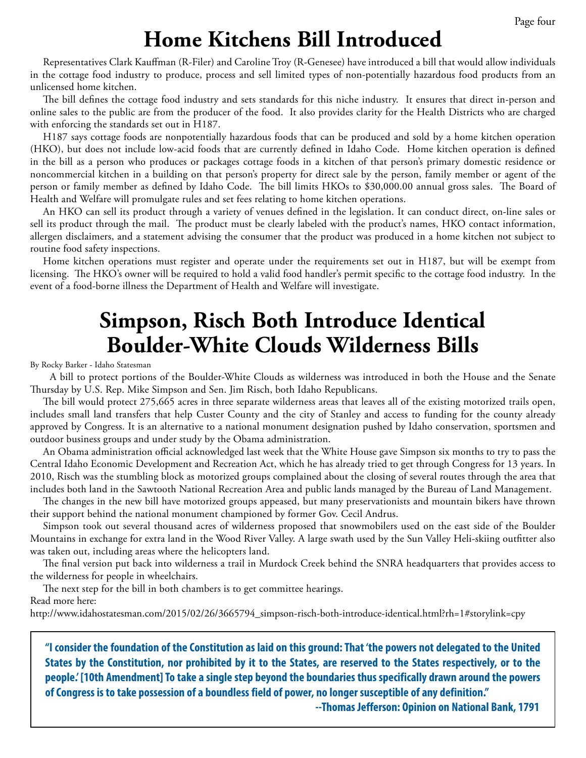# Home Kitchens Bill Introduced

Representatives Clark Kauffman (R-Filer) and Caroline Troy (R-Genesee) have introduced a bill that would allow individuals in the cottage food industry to produce, process and sell limited types of non-potentially hazardous food products from an unlicensed home kitchen.

The bill defines the cottage food industry and sets standards for this niche industry. It ensures that direct in-person and online sales to the public are from the producer of the food. It also provides clarity for the Health Districts who are charged with enforcing the standards set out in H187.

H187 says cottage foods are nonpotentially hazardous foods that can be produced and sold by a home kitchen operation (HKO), but does not include low-acid foods that are currently defined in Idaho Code. Home kitchen operation is defined in the bill as a person who produces or packages cottage foods in a kitchen of that person's primary domestic residence or noncommercial kitchen in a building on that person's property for direct sale by the person, family member or agent of the person or family member as defined by Idaho Code. The bill limits HKOs to $30,000.00 annual gross sales. The Board of Health and Welfare will promulgate rules and set fees relating to home kitchen operations.

An HKO can sell its product through a variety of venues defined in the legislation. It can conduct direct, on-line sales or sell its product through the mail. The product must be clearly labeled with the product's names, HKO contact information, allergen disclaimers, and a statement advising the consumer that the product was produced in a home kitchen not subject to routine food safety inspections.

Home kitchen operations must register and operate under the requirements set out in H187, but will be exempt from licensing. The HKO's owner will be required to hold a valid food handler's permit specific to the cottage food industry. In the event of a food-borne illness the Department of Health and Welfare will investigate.

# Simpson, Risch Both Introduce Identical Boulder-White Clouds Wilderness Bills

By Rocky Barker - Idaho Statesman

A bill to protect portions of the Boulder-White Clouds as wilderness was introduced in both the House and the Senate Thursday by U.S. Rep. Mike Simpson and Sen. Jim Risch, both Idaho Republicans.

The bill would protect 275,665 acres in three separate wilderness areas that leaves all of the existing motorized trails open, includes small land transfers that help Custer County and the city of Stanley and access to funding for the county already approved by Congress. It is an alternative to a national monument designation pushed by Idaho conservation, sportsmen and outdoor business groups and under study by the Obama administration.

An Obama administration official acknowledged last week that the White House gave Simpson six months to try to pass the Central Idaho Economic Development and Recreation Act, which he has already tried to get through Congress for 13 years. In 2010, Risch was the stumbling block as motorized groups complained about the closing of several routes through the area that includes both land in the Sawtooth National Recreation Area and public lands managed by the Bureau of Land Management.

The changes in the new bill have motorized groups appeased, but many preservationists and mountain bikers have thrown their support behind the national monument championed by former Gov. Cecil Andrus.

Simpson took out several thousand acres of wilderness proposed that snowmobilers used on the east side of the Boulder Mountains in exchange for extra land in the Wood River Valley. A large swath used by the Sun Valley Heli-skiing outfitter also was taken out, including areas where the helicopters land.

The final version put back into wilderness a trail in Murdock Creek behind the SNRA headquarters that provides access to the wilderness for people in wheelchairs.

The next step for the bill in both chambers is to get committee hearings.

Read more here:
http://www.idahostatesman.com/2015/02/26/3665794_simpson-risch-both-introduce-identical.html?rh=1#storylink=cpy

**"I consider the foundation of the Constitution as laid on this ground: That 'the powers not delegated to the United States by the Constitution, nor prohibited by it to the States, are reserved to the States respectively, or to the people.' [10th Amendment] To take a single step beyond the boundaries thus specifically drawn around the powers of Congress is to take possession of a boundless field of power, no longer susceptible of any definition."**

**--Thomas Jefferson: Opinion on National Bank, 1791**